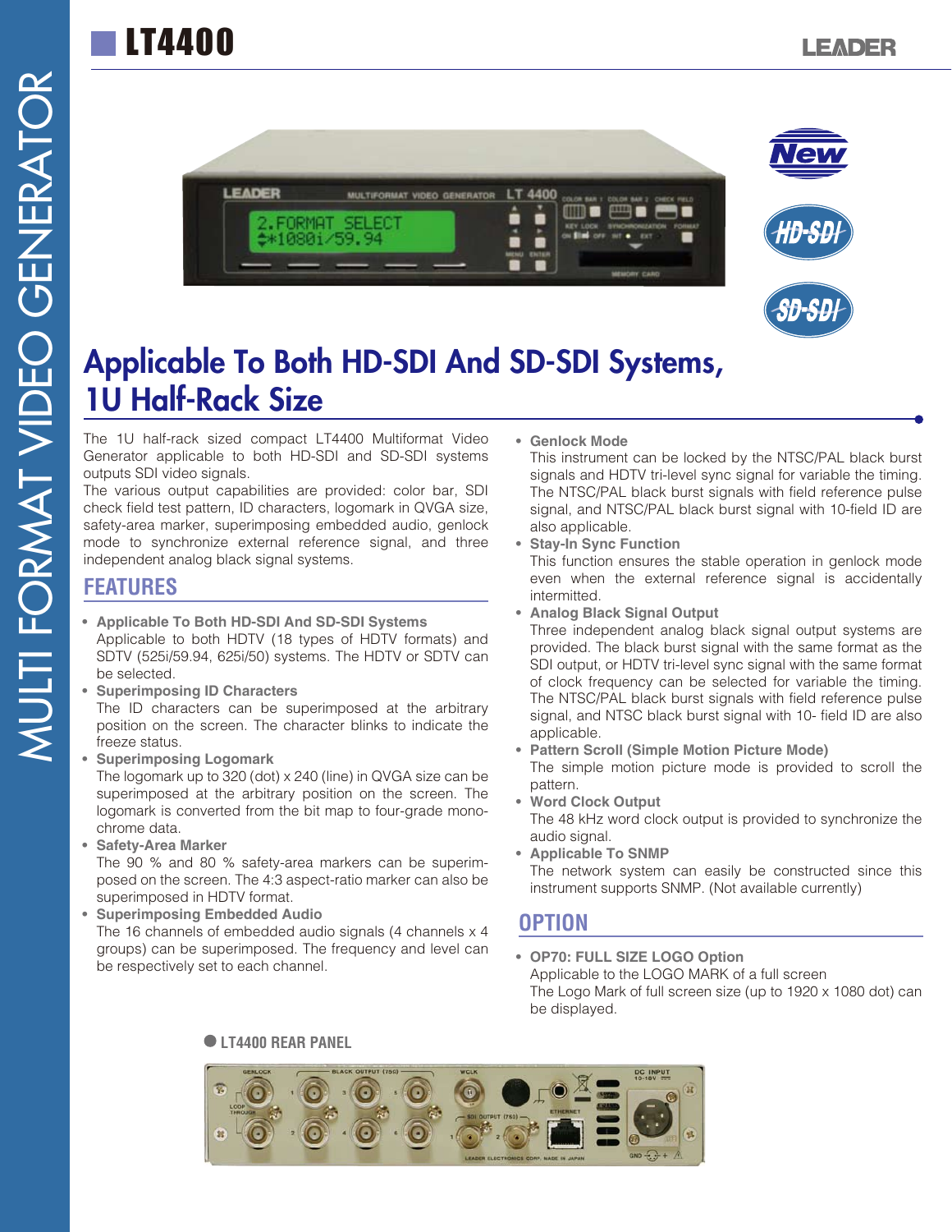# LT4400

## Applicable To Both HD-SDI And SD-SDI Systems, 1U Half-Rack Size

The 1U half-rack sized compact LT4400 Multiformat Video Generator applicable to both HD-SDI and SD-SDI systems outputs SDI video signals.
The various output capabilities are provided: color bar, SDI check field test pattern, ID characters, logomark in QVGA size, safety-area marker, superimposing embedded audio, genlock mode to synchronize external reference signal, and three independent analog black signal systems.

## FEATURES

- **Applicable To Both HD-SDI And SD-SDI Systems**
  Applicable to both HDTV (18 types of HDTV formats) and SDTV (525i/59.94, 625i/50) systems. The HDTV or SDTV can be selected.
- **Superimposing ID Characters**
  The ID characters can be superimposed at the arbitrary position on the screen. The character blinks to indicate the freeze status.
- **Superimposing Logomark**
  The logomark up to 320 (dot) x 240 (line) in QVGA size can be superimposed at the arbitrary position on the screen. The logomark is converted from the bit map to four-grade mono-chrome data.
- **Safety-Area Marker**
  The 90 % and 80 % safety-area markers can be superimposed on the screen. The 4:3 aspect-ratio marker can also be superimposed in HDTV format.
- **Superimposing Embedded Audio**
  The 16 channels of embedded audio signals (4 channels x 4 groups) can be superimposed. The frequency and level can be respectively set to each channel.
- **Genlock Mode**
  This instrument can be locked by the NTSC/PAL black burst signals and HDTV tri-level sync signal for variable the timing. The NTSC/PAL black burst signals with field reference pulse signal, and NTSC/PAL black burst signal with 10-field ID are also applicable.
- **Stay-In Sync Function**
  This function ensures the stable operation in genlock mode even when the external reference signal is accidentally intermitted.
- **Analog Black Signal Output**
  Three independent analog black signal output systems are provided. The black burst signal with the same format as the SDI output, or HDTV tri-level sync signal with the same format of clock frequency can be selected for variable the timing. The NTSC/PAL black burst signals with field reference pulse signal, and NTSC black burst signal with 10- field ID are also applicable.
- **Pattern Scroll (Simple Motion Picture Mode)**
  The simple motion picture mode is provided to scroll the pattern.
- **Word Clock Output**
  The 48 kHz word clock output is provided to synchronize the audio signal.
- **Applicable To SNMP**
  The network system can easily be constructed since this instrument supports SNMP. (Not available currently)

## OPTION

- **OP70: FULL SIZE LOGO Option**
  Applicable to the LOGO MARK of a full screen
  The Logo Mark of full screen size (up to 1920 x 1080 dot) can be displayed.

LT4400 REAR PANEL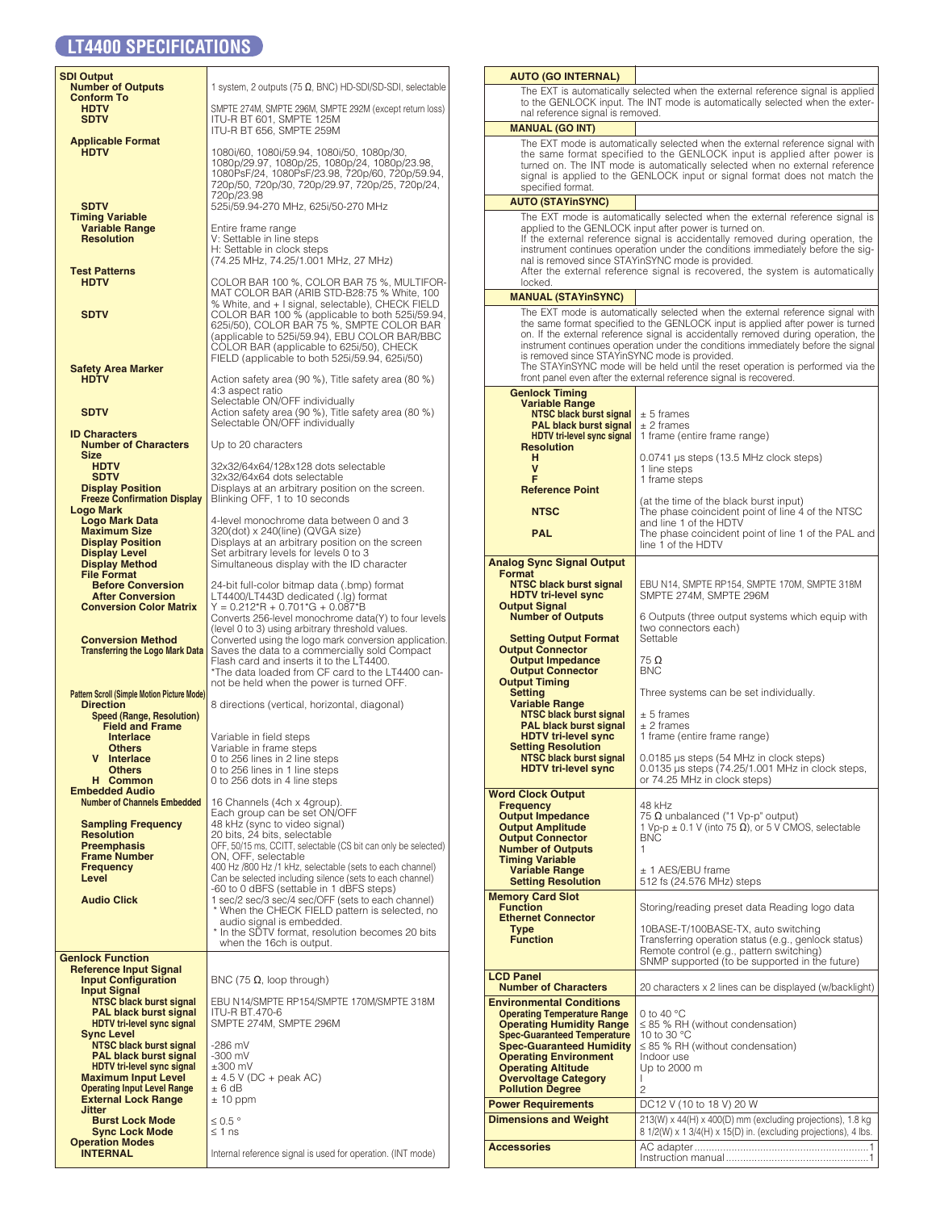# LT4400 SPECIFICATIONS

| | |
|---|---|
| **SDI Output** | |
| **Number of Outputs** | 1 system, 2 outputs (75 Ω, BNC) HD-SDI/SD-SDI, selectable |
| **Conform To** | |
| **HDTV** | SMPTE 274M, SMPTE 296M, SMPTE 292M (except return loss) |
| **SDTV** | ITU-R BT 601, SMPTE 125M<br>ITU-R BT 656, SMPTE 259M |
| **Applicable Format** | |
| **HDTV** | 1080i/60, 1080i/59.94, 1080i/50, 1080p/30, 1080p/29.97, 1080p/25, 1080p/24, 1080p/23.98, 1080PsF/24, 1080PsF/23.98, 720p/60, 720p/59.94, 720p/50, 720p/30, 720p/29.97, 720p/25, 720p/24, 720p/23.98 |
| **SDTV** | 525i/59.94-270 MHz, 625i/50-270 MHz |
| **Timing Variable** | |
| **Variable Range** | Entire frame range |
| **Resolution** | V: Settable in line steps<br>H: Settable in clock steps<br>(74.25 MHz, 74.25/1.001 MHz, 27 MHz) |
| **Test Patterns** | |
| **HDTV** | COLOR BAR 100 %, COLOR BAR 75 %, MULTIFORMAT COLOR BAR (ARIB STD-B28:75 % White, 100 % White, and + I signal, selectable), CHECK FIELD |
| **SDTV** | COLOR BAR 100 % (applicable to both 525i/59.94, 625i/50), COLOR BAR 75 %, SMPTE COLOR BAR (applicable to 525i/59.94), EBU COLOR BAR/BBC COLOR BAR (applicable to 625i/50), CHECK FIELD (applicable to both 525i/59.94, 625i/50) |
| **Safety Area Marker** | |
| **HDTV** | Action safety area (90 %), Title safety area (80 %)<br>4:3 aspect ratio<br>Selectable ON/OFF individually |
| **SDTV** | Action safety area (90 %), Title safety area (80 %)<br>Selectable ON/OFF individually |
| **ID Characters** | |
| **Number of Characters** | Up to 20 characters |
| **Size** | |
| **HDTV** | 32x32/64x64/128x128 dots selectable |
| **SDTV** | 32x32/64x64 dots selectable |
| **Display Position** | Displays at an arbitrary position on the screen. |
| **Freeze Confirmation Display** | Blinking OFF, 1 to 10 seconds |
| **Logo Mark** | |
| **Logo Mark Data** | 4-level monochrome data between 0 and 3 |
| **Maximum Size** | 320(dot) x 240(line) (QVGA size) |
| **Display Position** | Displays at an arbitrary position on the screen |
| **Display Level** | Set arbitrary levels for levels 0 to 3 |
| **Display Method** | Simultaneous display with the ID character |
| **File Format** | |
| **Before Conversion** | 24-bit full-color bitmap data (.bmp) format |
| **After Conversion** | LT4400/LT443D dedicated (.lg) format |
| **Conversion Color Matrix** | Y = 0.212*R + 0.701*G + 0.087*B<br>Converts 256-level monochrome data(Y) to four levels (level 0 to 3) using arbitrary threshold values. |
| **Conversion Method** | Converted using the logo mark conversion application. |
| **Transferring the Logo Mark Data** | Saves the data to a commercially sold Compact Flash card and inserts it to the LT4400.<br>*The data loaded from CF card to the LT4400 cannot be held when the power is turned OFF. |
| **Pattern Scroll (Simple Motion Picture Mode)** | |
| **Direction** | 8 directions (vertical, horizontal, diagonal) |
| **Speed (Range, Resolution)** | |
| **Field and Frame** | |
| **Interlace** | Variable in field steps |
| **Others** | Variable in frame steps |
| **V Interlace** | 0 to 256 lines in 2 line steps |
| **Others** | 0 to 256 lines in 1 line steps |
| **H Common** | 0 to 256 dots in 4 line steps |
| **Embedded Audio** | |
| **Number of Channels Embedded** | 16 Channels (4ch x 4group).<br>Each group can be set ON/OFF |
| **Sampling Frequency** | 48 kHz (sync to video signal) |
| **Resolution** | 20 bits, 24 bits, selectable |
| **Preemphasis** | OFF, 50/15 ms, CCITT, selectable (CS bit can only be selected) |
| **Frame Number** | ON, OFF, selectable |
| **Frequency** | 400 Hz /800 Hz /1 kHz, selectable (sets to each channel) |
| **Level** | Can be selected including silence (sets to each channel)<br>-60 to 0 dBFS (settable in 1 dBFS steps) |
| **Audio Click** | 1 sec/2 sec/3 sec/4 sec/OFF (sets to each channel)<br>* When the CHECK FIELD pattern is selected, no audio signal is embedded.<br>* In the SDTV format, resolution becomes 20 bits when the 16ch is output. |
| **Genlock Function** | |
| **Reference Input Signal** | |
| **Input Configuration** | BNC (75 Ω, loop through) |
| **Input Signal** | |
| **NTSC black burst signal** | EBU N14/SMPTE RP154/SMPTE 170M/SMPTE 318M |
| **PAL black burst signal** | ITU-R BT.470-6 |
| **HDTV tri-level sync signal** | SMPTE 274M, SMPTE 296M |
| **Sync Level** | |
| **NTSC black burst signal** | -286 mV |
| **PAL black burst signal** | -300 mV |
| **HDTV tri-level sync signal** | ±300 mV |
| **Maximum Input Level** | ± 4.5 V (DC + peak AC) |
| **Operating Input Level Range** | ± 6 dB |
| **External Lock Range** | ± 10 ppm |
| **Jitter** | |
| **Burst Lock Mode** | ≤ 0.5 ° |
| **Sync Lock Mode** | ≤ 1 ns |
| **Operation Modes** | |
| **INTERNAL** | Internal reference signal is used for operation. (INT mode) |
| **AUTO (GO INTERNAL)** | The EXT is automatically selected when the external reference signal is applied to the GENLOCK input. The INT mode is automatically selected when the external reference signal is removed. |
| **MANUAL (GO INT)** | The EXT mode is automatically selected when the external reference signal with the same format specified to the GENLOCK input is applied after power is turned on. The INT mode is automatically selected when no external reference signal is applied to the GENLOCK input or signal format does not match the specified format. |
| **AUTO (STAYinSYNC)** | The EXT mode is automatically selected when the external reference signal is applied to the GENLOCK input after power is turned on.<br>If the external reference signal is accidentally removed during operation, the instrument continues operation under the conditions immediately before the signal is removed since STAYinSYNC mode is provided.<br>After the external reference signal is recovered, the system is automatically locked. |
| **MANUAL (STAYinSYNC)** | The EXT mode is automatically selected when the external reference signal with the same format specified to the GENLOCK input is applied after power is turned on. If the external reference signal is accidentally removed during operation, the instrument continues operation under the conditions immediately before the signal is removed since STAYinSYNC mode is provided.<br>The STAYinSYNC mode will be held until the reset operation is performed via the front panel even after the external reference signal is recovered. |
| **Genlock Timing** | |
| **Variable Range** | |
| **NTSC black burst signal** | ± 5 frames |
| **PAL black burst signal** | ± 2 frames |
| **HDTV tri-level sync signal** | 1 frame (entire frame range) |
| **Resolution** | |
| **H** | 0.0741 μs steps (13.5 MHz clock steps) |
| **V** | 1 line steps |
| **F** | 1 frame steps |
| **Reference Point** | (at the time of the black burst input) |
| **NTSC** | The phase coincident point of line 4 of the NTSC and line 1 of the HDTV |
| **PAL** | The phase coincident point of line 1 of the PAL and line 1 of the HDTV |
| **Analog Sync Signal Output** | |
| **Format** | |
| **NTSC black burst signal** | EBU N14, SMPTE RP154, SMPTE 170M, SMPTE 318M |
| **HDTV tri-level sync** | SMPTE 274M, SMPTE 296M |
| **Output Signal** | |
| **Number of Outputs** | 6 Outputs (three output systems which equip with two connectors each) |
| **Setting Output Format** | Settable |
| **Output Connector** | |
| **Output Impedance** | 75 Ω |
| **Output Connector** | BNC |
| **Output Timing** | |
| **Setting** | Three systems can be set individually. |
| **Variable Range** | |
| **NTSC black burst signal** | ± 5 frames |
| **PAL black burst signal** | ± 2 frames |
| **HDTV tri-level sync** | 1 frame (entire frame range) |
| **Setting Resolution** | |
| **NTSC black burst signal** | 0.0185 μs steps (54 MHz in clock steps) |
| **HDTV tri-level sync** | 0.0135 μs steps (74.25/1.001 MHz in clock steps, or 74.25 MHz in clock steps) |
| **Word Clock Output** | |
| **Frequency** | 48 kHz |
| **Output Impedance** | 75 Ω unbalanced ("1 Vp-p" output) |
| **Output Amplitude** | 1 Vp-p ± 0.1 V (into 75 Ω), or 5 V CMOS, selectable |
| **Output Connector** | BNC |
| **Number of Outputs** | 1 |
| **Timing Variable** | |
| **Variable Range** | ± 1 AES/EBU frame |
| **Setting Resolution** | 512 fs (24.576 MHz) steps |
| **Memory Card Slot** | |
| **Function** | Storing/reading preset data Reading logo data |
| **Ethernet Connector** | |
| **Type** | 10BASE-T/100BASE-TX, auto switching |
| **Function** | Transferring operation status (e.g., genlock status)<br>Remote control (e.g., pattern switching)<br>SNMP supported (to be supported in the future) |
| **LCD Panel** | |
| **Number of Characters** | 20 characters x 2 lines can be displayed (w/backlight) |
| **Environmental Conditions** | |
| **Operating Temperature Range** | 0 to 40 °C |
| **Operating Humidity Range** | ≤ 85 % RH (without condensation) |
| **Spec-Guaranteed Temperature** | 10 to 30 °C |
| **Spec-Guaranteed Humidity** | ≤ 85 % RH (without condensation) |
| **Operating Environment** | Indoor use |
| **Operating Altitude** | Up to 2000 m |
| **Overvoltage Category** | I |
| **Pollution Degree** | 2 |
| **Power Requirements** | DC12 V (10 to 18 V) 20 W |
| **Dimensions and Weight** | 213(W) x 44(H) x 400(D) mm (excluding projections), 1.8 kg<br>8 1/2(W) x 1 3/4(H) x 15(D) in. (excluding projections), 4 lbs. |
| **Accessories** | AC adapter ........ 1<br>Instruction manual ........ 1 |